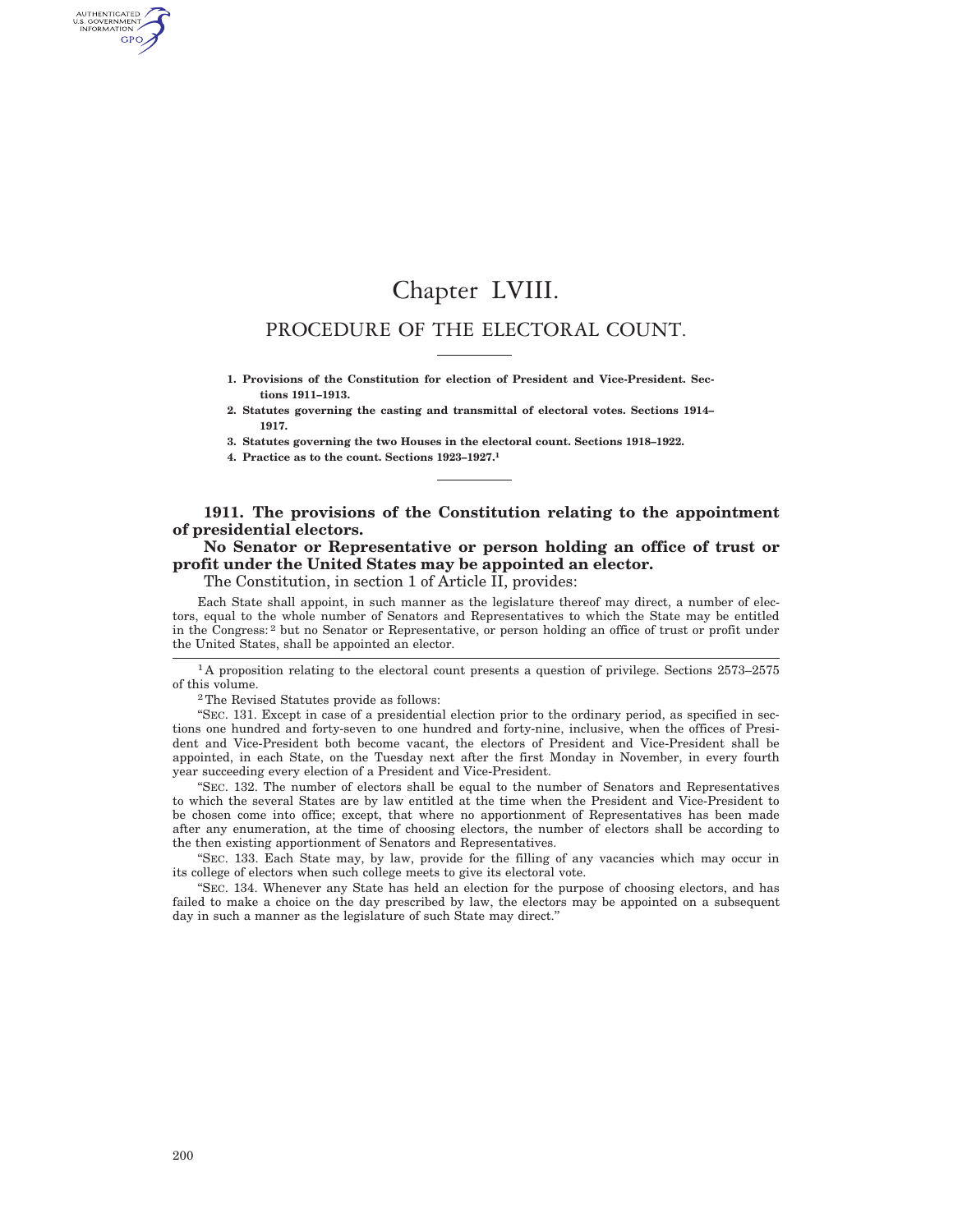# Chapter LVIII.

## PROCEDURE OF THE ELECTORAL COUNT.

1. **Provisions of the Constitution for election of President and Vice-President. Sections 1911–1913.**
2. **Statutes governing the casting and transmittal of electoral votes. Sections 1914–1917.**
3. **Statutes governing the two Houses in the electoral count. Sections 1918–1922.**
4. **Practice as to the count. Sections 1923–1927.**[1]

### 1911. The provisions of the Constitution relating to the appointment of presidential electors.

**No Senator or Representative or person holding an office of trust or profit under the United States may be appointed an elector.**

The Constitution, in section 1 of Article II, provides:

> Each State shall appoint, in such manner as the legislature thereof may direct, a number of electors, equal to the whole number of Senators and Representatives to which the State may be entitled in the Congress:[2] but no Senator or Representative, or person holding an office of trust or profit under the United States, shall be appointed an elector.

---

[1] A proposition relating to the electoral count presents a question of privilege. Sections 2573–2575 of this volume.

[2] The Revised Statutes provide as follows:

"SEC. 131. Except in case of a presidential election prior to the ordinary period, as specified in sections one hundred and forty-seven to one hundred and forty-nine, inclusive, when the offices of President and Vice-President both become vacant, the electors of President and Vice-President shall be appointed, in each State, on the Tuesday next after the first Monday in November, in every fourth year succeeding every election of a President and Vice-President.

"SEC. 132. The number of electors shall be equal to the number of Senators and Representatives to which the several States are by law entitled at the time when the President and Vice-President to be chosen come into office; except, that where no apportionment of Representatives has been made after any enumeration, at the time of choosing electors, the number of electors shall be according to the then existing apportionment of Senators and Representatives.

"SEC. 133. Each State may, by law, provide for the filling of any vacancies which may occur in its college of electors when such college meets to give its electoral vote.

"SEC. 134. Whenever any State has held an election for the purpose of choosing electors, and has failed to make a choice on the day prescribed by law, the electors may be appointed on a subsequent day in such a manner as the legislature of such State may direct."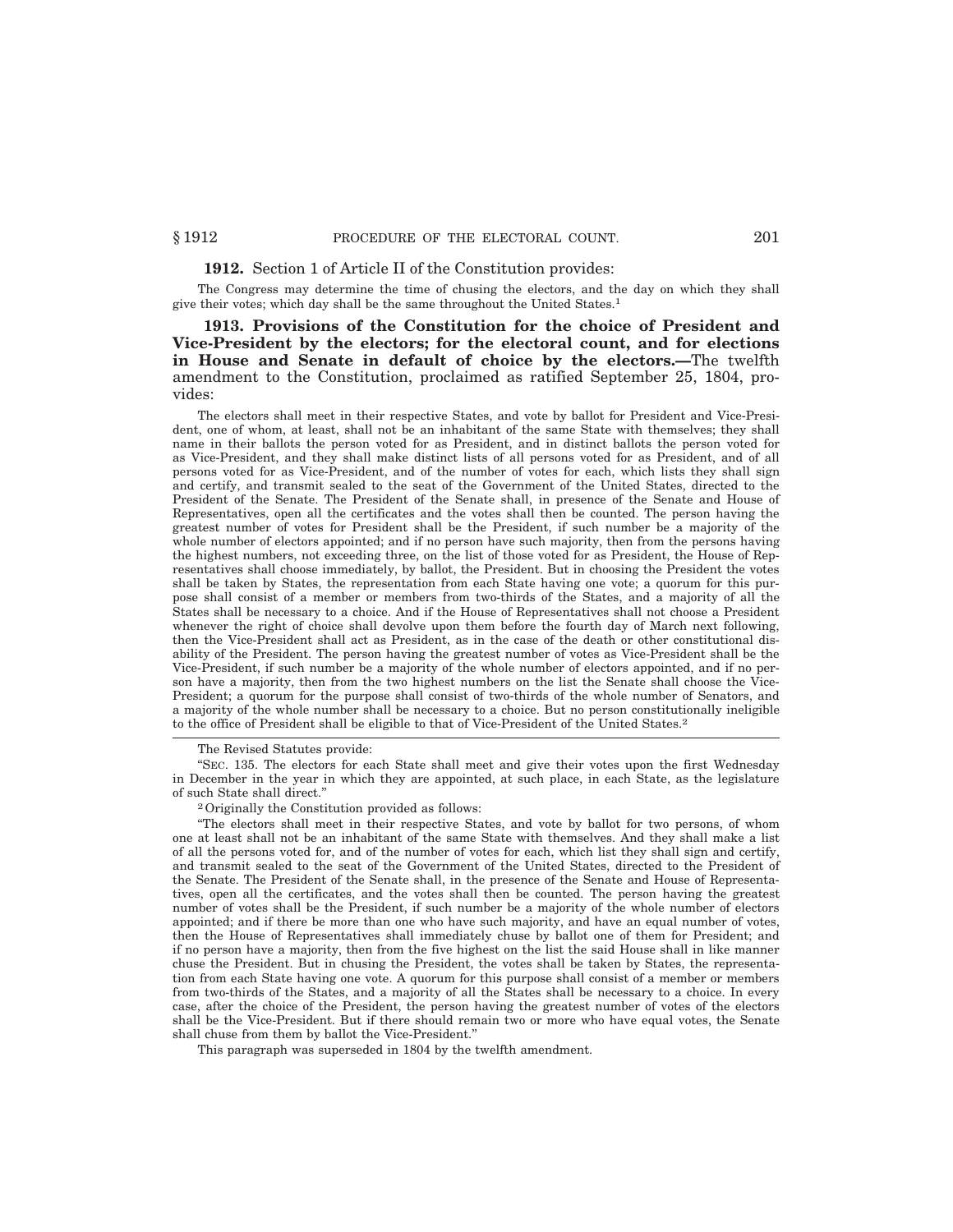**1912.** Section 1 of Article II of the Constitution provides:

The Congress may determine the time of chusing the electors, and the day on which they shall give their votes; which day shall be the same throughout the United States.[1]

**1913. Provisions of the Constitution for the choice of President and Vice-President by the electors; for the electoral count, and for elections in House and Senate in default of choice by the electors.—**The twelfth amendment to the Constitution, proclaimed as ratified September 25, 1804, provides:

The electors shall meet in their respective States, and vote by ballot for President and Vice-President, one of whom, at least, shall not be an inhabitant of the same State with themselves; they shall name in their ballots the person voted for as President, and in distinct ballots the person voted for as Vice-President, and they shall make distinct lists of all persons voted for as President, and of all persons voted for as Vice-President, and of the number of votes for each, which lists they shall sign and certify, and transmit sealed to the seat of the Government of the United States, directed to the President of the Senate. The President of the Senate shall, in presence of the Senate and House of Representatives, open all the certificates and the votes shall then be counted. The person having the greatest number of votes for President shall be the President, if such number be a majority of the whole number of electors appointed; and if no person have such majority, then from the persons having the highest numbers, not exceeding three, on the list of those voted for as President, the House of Representatives shall choose immediately, by ballot, the President. But in choosing the President the votes shall be taken by States, the representation from each State having one vote; a quorum for this purpose shall consist of a member or members from two-thirds of the States, and a majority of all the States shall be necessary to a choice. And if the House of Representatives shall not choose a President whenever the right of choice shall devolve upon them before the fourth day of March next following, then the Vice-President shall act as President, as in the case of the death or other constitutional disability of the President. The person having the greatest number of votes as Vice-President shall be the Vice-President, if such number be a majority of the whole number of electors appointed, and if no person have a majority, then from the two highest numbers on the list the Senate shall choose the Vice-President; a quorum for the purpose shall consist of two-thirds of the whole number of Senators, and a majority of the whole number shall be necessary to a choice. But no person constitutionally ineligible to the office of President shall be eligible to that of Vice-President of the United States.[2]

---

[1] The Revised Statutes provide:

"SEC. 135. The electors for each State shall meet and give their votes upon the first Wednesday in December in the year in which they are appointed, at such place, in each State, as the legislature of such State shall direct."

[2] Originally the Constitution provided as follows:

"The electors shall meet in their respective States, and vote by ballot for two persons, of whom one at least shall not be an inhabitant of the same State with themselves. And they shall make a list of all the persons voted for, and of the number of votes for each, which list they shall sign and certify, and transmit sealed to the seat of the Government of the United States, directed to the President of the Senate. The President of the Senate shall, in the presence of the Senate and House of Representatives, open all the certificates, and the votes shall then be counted. The person having the greatest number of votes shall be the President, if such number be a majority of the whole number of electors appointed; and if there be more than one who have such majority, and have an equal number of votes, then the House of Representatives shall immediately chuse by ballot one of them for President; and if no person have a majority, then from the five highest on the list the said House shall in like manner chuse the President. But in chusing the President, the votes shall be taken by States, the representation from each State having one vote. A quorum for this purpose shall consist of a member or members from two-thirds of the States, and a majority of all the States shall be necessary to a choice. In every case, after the choice of the President, the person having the greatest number of votes of the electors shall be the Vice-President. But if there should remain two or more who have equal votes, the Senate shall chuse from them by ballot the Vice-President."

This paragraph was superseded in 1804 by the twelfth amendment.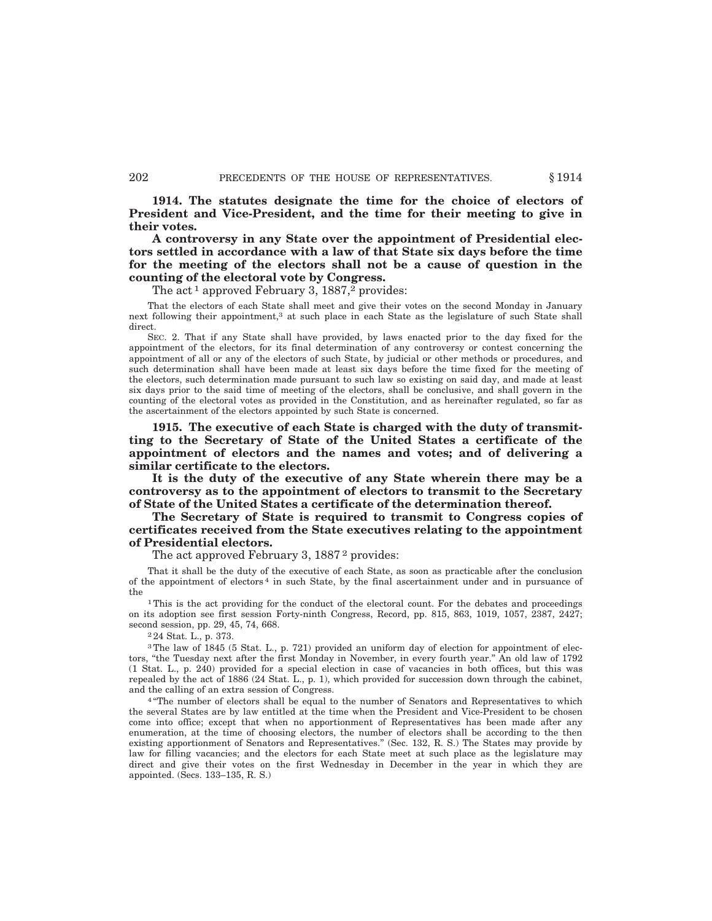**1914. The statutes designate the time for the choice of electors of President and Vice-President, and the time for their meeting to give in their votes.**

**A controversy in any State over the appointment of Presidential electors settled in accordance with a law of that State six days before the time for the meeting of the electors shall not be a cause of question in the counting of the electoral vote by Congress.**

The act [1] approved February 3, 1887,[2] provides:

That the electors of each State shall meet and give their votes on the second Monday in January next following their appointment,[3] at such place in each State as the legislature of such State shall direct.

SEC. 2. That if any State shall have provided, by laws enacted prior to the day fixed for the appointment of the electors, for its final determination of any controversy or contest concerning the appointment of all or any of the electors of such State, by judicial or other methods or procedures, and such determination shall have been made at least six days before the time fixed for the meeting of the electors, such determination made pursuant to such law so existing on said day, and made at least six days prior to the said time of meeting of the electors, shall be conclusive, and shall govern in the counting of the electoral votes as provided in the Constitution, and as hereinafter regulated, so far as the ascertainment of the electors appointed by such State is concerned.

**1915. The executive of each State is charged with the duty of transmitting to the Secretary of State of the United States a certificate of the appointment of electors and the names and votes; and of delivering a similar certificate to the electors.**

**It is the duty of the executive of any State wherein there may be a controversy as to the appointment of electors to transmit to the Secretary of State of the United States a certificate of the determination thereof.**

**The Secretary of State is required to transmit to Congress copies of certificates received from the State executives relating to the appointment of Presidential electors.**

The act approved February 3, 1887 [2] provides:

That it shall be the duty of the executive of each State, as soon as practicable after the conclusion of the appointment of electors [4] in such State, by the final ascertainment under and in pursuance of the

---

[1] This is the act providing for the conduct of the electoral count. For the debates and proceedings on its adoption see first session Forty-ninth Congress, Record, pp. 815, 863, 1019, 1057, 2387, 2427; second session, pp. 29, 45, 74, 668.

[2] 24 Stat. L., p. 373.

[3] The law of 1845 (5 Stat. L., p. 721) provided an uniform day of election for appointment of electors, "the Tuesday next after the first Monday in November, in every fourth year." An old law of 1792 (1 Stat. L., p. 240) provided for a special election in case of vacancies in both offices, but this was repealed by the act of 1886 (24 Stat. L., p. 1), which provided for succession down through the cabinet, and the calling of an extra session of Congress.

[4] "The number of electors shall be equal to the number of Senators and Representatives to which the several States are by law entitled at the time when the President and Vice-President to be chosen come into office; except that when no apportionment of Representatives has been made after any enumeration, at the time of choosing electors, the number of electors shall be according to the then existing apportionment of Senators and Representatives." (Sec. 132, R. S.) The States may provide by law for filling vacancies; and the electors for each State meet at such place as the legislature may direct and give their votes on the first Wednesday in December in the year in which they are appointed. (Secs. 133–135, R. S.)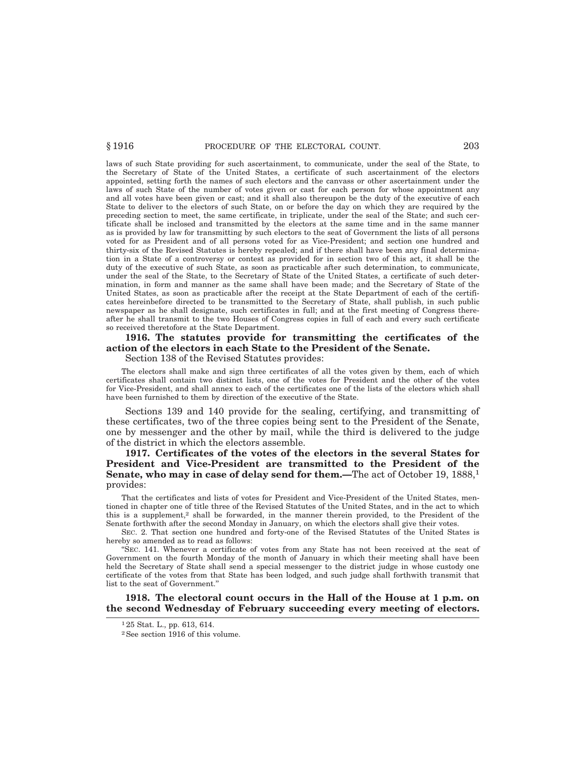laws of such State providing for such ascertainment, to communicate, under the seal of the State, to the Secretary of State of the United States, a certificate of such ascertainment of the electors appointed, setting forth the names of such electors and the canvass or other ascertainment under the laws of such State of the number of votes given or cast for each person for whose appointment any and all votes have been given or cast; and it shall also thereupon be the duty of the executive of each State to deliver to the electors of such State, on or before the day on which they are required by the preceding section to meet, the same certificate, in triplicate, under the seal of the State; and such certificate shall be inclosed and transmitted by the electors at the same time and in the same manner as is provided by law for transmitting by such electors to the seat of Government the lists of all persons voted for as President and of all persons voted for as Vice-President; and section one hundred and thirty-six of the Revised Statutes is hereby repealed; and if there shall have been any final determination in a State of a controversy or contest as provided for in section two of this act, it shall be the duty of the executive of such State, as soon as practicable after such determination, to communicate, under the seal of the State, to the Secretary of State of the United States, a certificate of such determination, in form and manner as the same shall have been made; and the Secretary of State of the United States, as soon as practicable after the receipt at the State Department of each of the certificates hereinbefore directed to be transmitted to the Secretary of State, shall publish, in such public newspaper as he shall designate, such certificates in full; and at the first meeting of Congress thereafter he shall transmit to the two Houses of Congress copies in full of each and every such certificate so received theretofore at the State Department.

**1916. The statutes provide for transmitting the certificates of the action of the electors in each State to the President of the Senate.**

Section 138 of the Revised Statutes provides:

The electors shall make and sign three certificates of all the votes given by them, each of which certificates shall contain two distinct lists, one of the votes for President and the other of the votes for Vice-President, and shall annex to each of the certificates one of the lists of the electors which shall have been furnished to them by direction of the executive of the State.

Sections 139 and 140 provide for the sealing, certifying, and transmitting of these certificates, two of the three copies being sent to the President of the Senate, one by messenger and the other by mail, while the third is delivered to the judge of the district in which the electors assemble.

**1917. Certificates of the votes of the electors in the several States for President and Vice-President are transmitted to the President of the Senate, who may in case of delay send for them.—**The act of October 19, 1888,[1] provides:

That the certificates and lists of votes for President and Vice-President of the United States, mentioned in chapter one of title three of the Revised Statutes of the United States, and in the act to which this is a supplement,[2] shall be forwarded, in the manner therein provided, to the President of the Senate forthwith after the second Monday in January, on which the electors shall give their votes.

SEC. 2. That section one hundred and forty-one of the Revised Statutes of the United States is hereby so amended as to read as follows:

"SEC. 141. Whenever a certificate of votes from any State has not been received at the seat of Government on the fourth Monday of the month of January in which their meeting shall have been held the Secretary of State shall send a special messenger to the district judge in whose custody one certificate of the votes from that State has been lodged, and such judge shall forthwith transmit that list to the seat of Government."

**1918. The electoral count occurs in the Hall of the House at 1 p.m. on the second Wednesday of February succeeding every meeting of electors.**

---

[1] 25 Stat. L., pp. 613, 614.

[2] See section 1916 of this volume.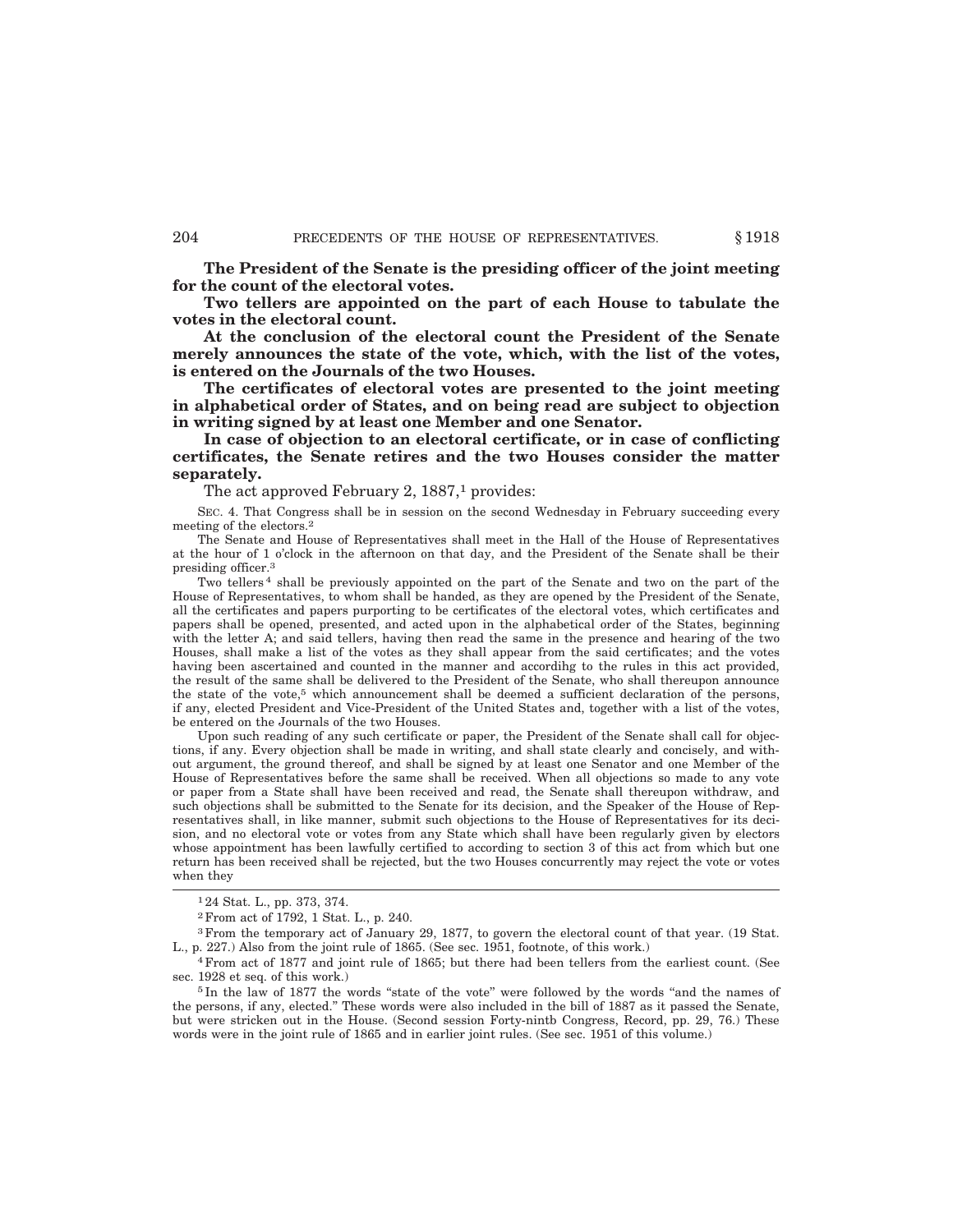**The President of the Senate is the presiding officer of the joint meeting for the count of the electoral votes.**

**Two tellers are appointed on the part of each House to tabulate the votes in the electoral count.**

**At the conclusion of the electoral count the President of the Senate merely announces the state of the vote, which, with the list of the votes, is entered on the Journals of the two Houses.**

**The certificates of electoral votes are presented to the joint meeting in alphabetical order of States, and on being read are subject to objection in writing signed by at least one Member and one Senator.**

**In case of objection to an electoral certificate, or in case of conflicting certificates, the Senate retires and the two Houses consider the matter separately.**

The act approved February 2, 1887,[1] provides:

SEC. 4. That Congress shall be in session on the second Wednesday in February succeeding every meeting of the electors.[2]

The Senate and House of Representatives shall meet in the Hall of the House of Representatives at the hour of 1 o'clock in the afternoon on that day, and the President of the Senate shall be their presiding officer.[3]

Two tellers[4] shall be previously appointed on the part of the Senate and two on the part of the House of Representatives, to whom shall be handed, as they are opened by the President of the Senate, all the certificates and papers purporting to be certificates of the electoral votes, which certificates and papers shall be opened, presented, and acted upon in the alphabetical order of the States, beginning with the letter A; and said tellers, having then read the same in the presence and hearing of the two Houses, shall make a list of the votes as they shall appear from the said certificates; and the votes having been ascertained and counted in the manner and accordihg to the rules in this act provided, the result of the same shall be delivered to the President of the Senate, who shall thereupon announce the state of the vote,[5] which announcement shall be deemed a sufficient declaration of the persons, if any, elected President and Vice-President of the United States and, together with a list of the votes, be entered on the Journals of the two Houses.

Upon such reading of any such certificate or paper, the President of the Senate shall call for objections, if any. Every objection shall be made in writing, and shall state clearly and concisely, and without argument, the ground thereof, and shall be signed by at least one Senator and one Member of the House of Representatives before the same shall be received. When all objections so made to any vote or paper from a State shall have been received and read, the Senate shall thereupon withdraw, and such objections shall be submitted to the Senate for its decision, and the Speaker of the House of Representatives shall, in like manner, submit such objections to the House of Representatives for its decision, and no electoral vote or votes from any State which shall have been regularly given by electors whose appointment has been lawfully certified to according to section 3 of this act from which but one return has been received shall be rejected, but the two Houses concurrently may reject the vote or votes when they

---

[1] 24 Stat. L., pp. 373, 374.

[2] From act of 1792, 1 Stat. L., p. 240.

[3] From the temporary act of January 29, 1877, to govern the electoral count of that year. (19 Stat. L., p. 227.) Also from the joint rule of 1865. (See sec. 1951, footnote, of this work.)

[4] From act of 1877 and joint rule of 1865; but there had been tellers from the earliest count. (See sec. 1928 et seq. of this work.)

[5] In the law of 1877 the words "state of the vote" were followed by the words "and the names of the persons, if any, elected." These words were also included in the bill of 1887 as it passed the Senate, but were stricken out in the House. (Second session Forty-nintb Congress, Record, pp. 29, 76.) These words were in the joint rule of 1865 and in earlier joint rules. (See sec. 1951 of this volume.)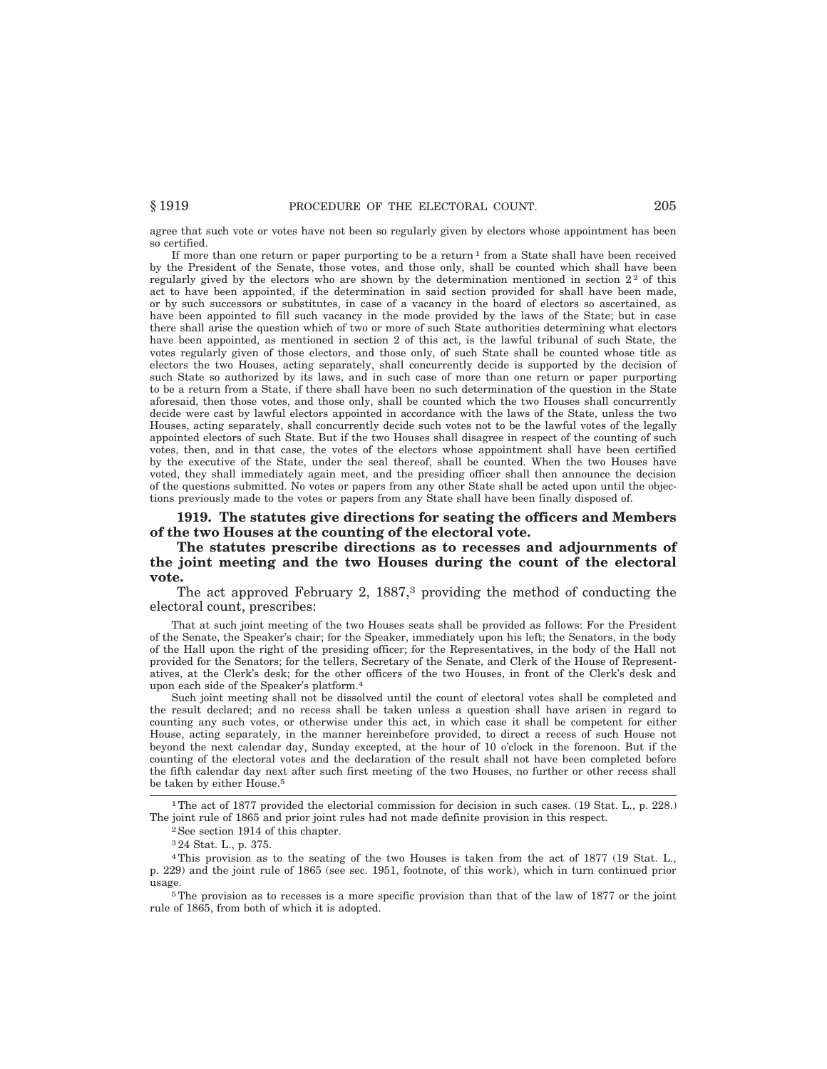agree that such vote or votes have not been so regularly given by electors whose appointment has been so certified.

If more than one return or paper purporting to be a return[1] from a State shall have been received by the President of the Senate, those votes, and those only, shall be counted which shall have been regularly gived by the electors who are shown by the determination mentioned in section 2[2] of this act to have been appointed, if the determination in said section provided for shall have been made, or by such successors or substitutes, in case of a vacancy in the board of electors so ascertained, as have been appointed to fill such vacancy in the mode provided by the laws of the State; but in case there shall arise the question which of two or more of such State authorities determining what electors have been appointed, as mentioned in section 2 of this act, is the lawful tribunal of such State, the votes regularly given of those electors, and those only, of such State shall be counted whose title as electors the two Houses, acting separately, shall concurrently decide is supported by the decision of such State so authorized by its laws, and in such case of more than one return or paper purporting to be a return from a State, if there shall have been no such determination of the question in the State aforesaid, then those votes, and those only, shall be counted which the two Houses shall concurrently decide were cast by lawful electors appointed in accordance with the laws of the State, unless the two Houses, acting separately, shall concurrently decide such votes not to be the lawful votes of the legally appointed electors of such State. But if the two Houses shall disagree in respect of the counting of such votes, then, and in that case, the votes of the electors whose appointment shall have been certified by the executive of the State, under the seal thereof, shall be counted. When the two Houses have voted, they shall immediately again meet, and the presiding officer shall then announce the decision of the questions submitted. No votes or papers from any other State shall be acted upon until the objections previously made to the votes or papers from any State shall have been finally disposed of.

**1919. The statutes give directions for seating the officers and Members of the two Houses at the counting of the electoral vote.**

**The statutes prescribe directions as to recesses and adjournments of the joint meeting and the two Houses during the count of the electoral vote.**

The act approved February 2, 1887,[3] providing the method of conducting the electoral count, prescribes:

That at such joint meeting of the two Houses seats shall be provided as follows: For the President of the Senate, the Speaker's chair; for the Speaker, immediately upon his left; the Senators, in the body of the Hall upon the right of the presiding officer; for the Representatives, in the body of the Hall not provided for the Senators; for the tellers, Secretary of the Senate, and Clerk of the House of Representatives, at the Clerk's desk; for the other officers of the two Houses, in front of the Clerk's desk and upon each side of the Speaker's platform.[4]

Such joint meeting shall not be dissolved until the count of electoral votes shall be completed and the result declared; and no recess shall be taken unless a question shall have arisen in regard to counting any such votes, or otherwise under this act, in which case it shall be competent for either House, acting separately, in the manner hereinbefore provided, to direct a recess of such House not beyond the next calendar day, Sunday excepted, at the hour of 10 o'clock in the forenoon. But if the counting of the electoral votes and the declaration of the result shall not have been completed before the fifth calendar day next after such first meeting of the two Houses, no further or other recess shall be taken by either House.[5]

---

[1] The act of 1877 provided the electorial commission for decision in such cases. (19 Stat. L., p. 228.) The joint rule of 1865 and prior joint rules had not made definite provision in this respect.

[2] See section 1914 of this chapter.

[3] 24 Stat. L., p. 375.

[4] This provision as to the seating of the two Houses is taken from the act of 1877 (19 Stat. L., p. 229) and the joint rule of 1865 (see sec. 1951, footnote, of this work), which in turn continued prior usage.

[5] The provision as to recesses is a more specific provision than that of the law of 1877 or the joint rule of 1865, from both of which it is adopted.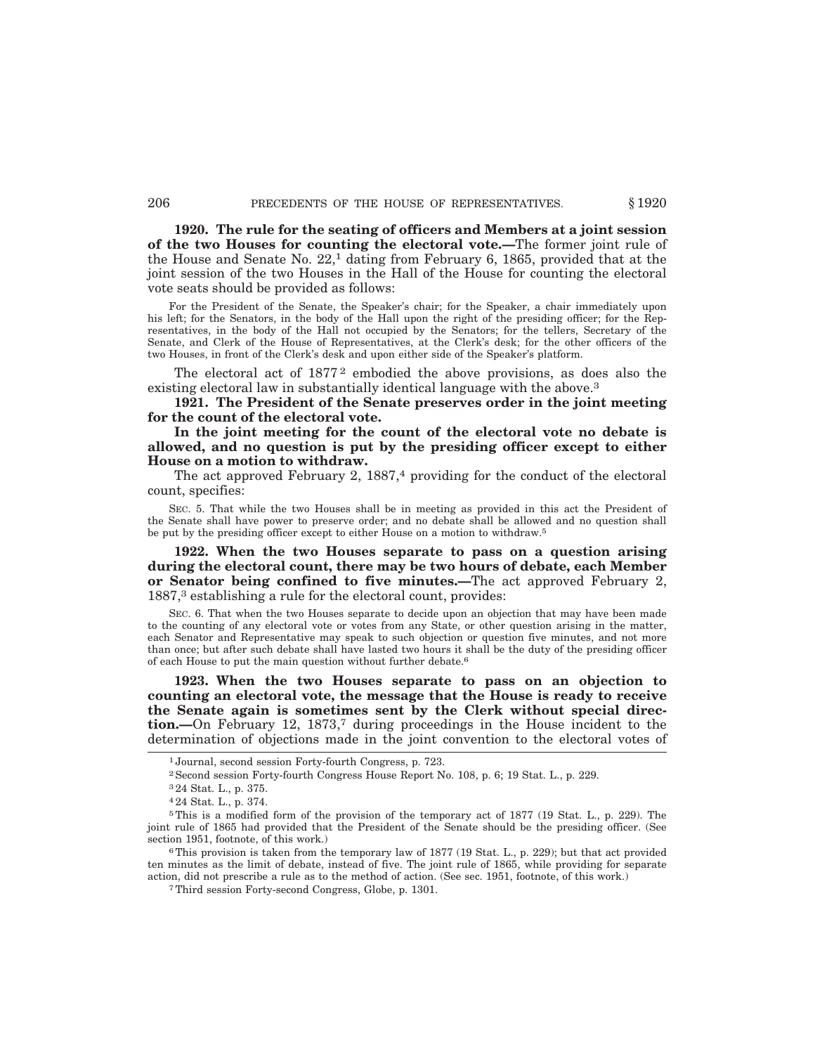**1920. The rule for the seating of officers and Members at a joint session of the two Houses for counting the electoral vote.**—The former joint rule of the House and Senate No. 22,[1] dating from February 6, 1865, provided that at the joint session of the two Houses in the Hall of the House for counting the electoral vote seats should be provided as follows:

> For the President of the Senate, the Speaker's chair; for the Speaker, a chair immediately upon his left; for the Senators, in the body of the Hall upon the right of the presiding officer; for the Representatives, in the body of the Hall not occupied by the Senators; for the tellers, Secretary of the Senate, and Clerk of the House of Representatives, at the Clerk's desk; for the other officers of the two Houses, in front of the Clerk's desk and upon either side of the Speaker's platform.

The electoral act of 1877[2] embodied the above provisions, as does also the existing electoral law in substantially identical language with the above.[3]

**1921. The President of the Senate preserves order in the joint meeting for the count of the electoral vote.**

**In the joint meeting for the count of the electoral vote no debate is allowed, and no question is put by the presiding officer except to either House on a motion to withdraw.**

The act approved February 2, 1887,[4] providing for the conduct of the electoral count, specifies:

> SEC. 5. That while the two Houses shall be in meeting as provided in this act the President of the Senate shall have power to preserve order; and no debate shall be allowed and no question shall be put by the presiding officer except to either House on a motion to withdraw.[5]

**1922. When the two Houses separate to pass on a question arising during the electoral count, there may be two hours of debate, each Member or Senator being confined to five minutes.**—The act approved February 2, 1887,[3] establishing a rule for the electoral count, provides:

> SEC. 6. That when the two Houses separate to decide upon an objection that may have been made to the counting of any electoral vote or votes from any State, or other question arising in the matter, each Senator and Representative may speak to such objection or question five minutes, and not more than once; but after such debate shall have lasted two hours it shall be the duty of the presiding officer of each House to put the main question without further debate.[6]

**1923. When the two Houses separate to pass on an objection to counting an electoral vote, the message that the House is ready to receive the Senate again is sometimes sent by the Clerk without special direction.**—On February 12, 1873,[7] during proceedings in the House incident to the determination of objections made in the joint convention to the electoral votes of

---

[1] Journal, second session Forty-fourth Congress, p. 723.

[2] Second session Forty-fourth Congress House Report No. 108, p. 6; 19 Stat. L., p. 229.

[3] 24 Stat. L., p. 375.

[4] 24 Stat. L., p. 374.

[5] This is a modified form of the provision of the temporary act of 1877 (19 Stat. L., p. 229). The joint rule of 1865 had provided that the President of the Senate should be the presiding officer. (See section 1951, footnote, of this work.)

[6] This provision is taken from the temporary law of 1877 (19 Stat. L., p. 229); but that act provided ten minutes as the limit of debate, instead of five. The joint rule of 1865, while providing for separate action, did not prescribe a rule as to the method of action. (See sec. 1951, footnote, of this work.)

[7] Third session Forty-second Congress, Globe, p. 1301.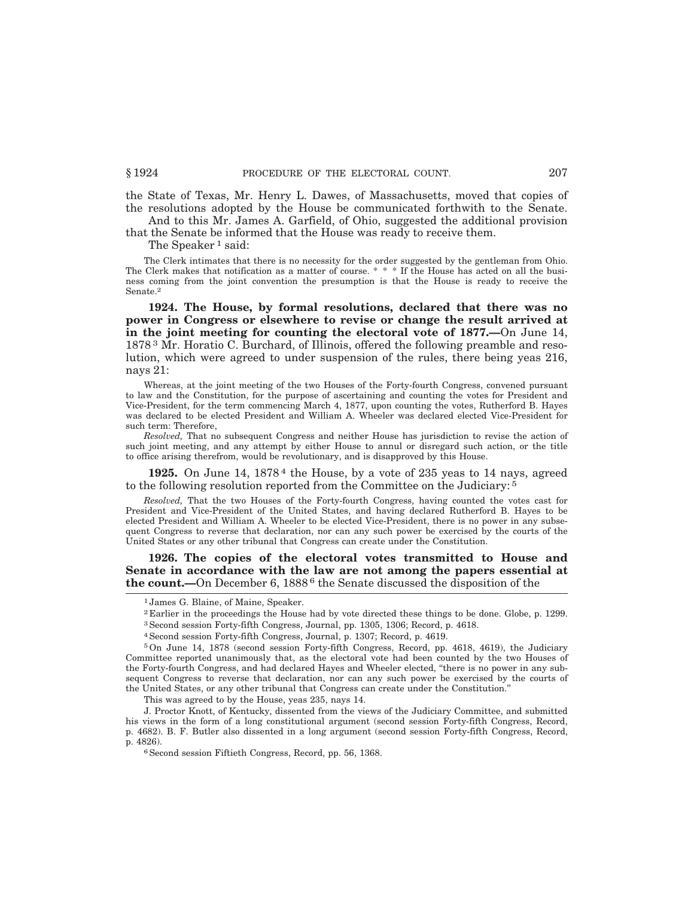the State of Texas, Mr. Henry L. Dawes, of Massachusetts, moved that copies of the resolutions adopted by the House be communicated forthwith to the Senate.

And to this Mr. James A. Garfield, of Ohio, suggested the additional provision that the Senate be informed that the House was ready to receive them.

The Speaker [1] said:

> The Clerk intimates that there is no necessity for the order suggested by the gentleman from Ohio. The Clerk makes that notification as a matter of course. * * * If the House has acted on all the business coming from the joint convention the presumption is that the House is ready to receive the Senate.[2]

**1924. The House, by formal resolutions, declared that there was no power in Congress or elsewhere to revise or change the result arrived at in the joint meeting for counting the electoral vote of 1877.—**On June 14, 1878 [3] Mr. Horatio C. Burchard, of Illinois, offered the following preamble and resolution, which were agreed to under suspension of the rules, there being yeas 216, nays 21:

> Whereas, at the joint meeting of the two Houses of the Forty-fourth Congress, convened pursuant to law and the Constitution, for the purpose of ascertaining and counting the votes for President and Vice-President, for the term commencing March 4, 1877, upon counting the votes, Rutherford B. Hayes was declared to be elected President and William A. Wheeler was declared elected Vice-President for such term: Therefore,
>
> *Resolved,* That no subsequent Congress and neither House has jurisdiction to revise the action of such joint meeting, and any attempt by either House to annul or disregard such action, or the title to office arising therefrom, would be revolutionary, and is disapproved by this House.

**1925.** On June 14, 1878 [4] the House, by a vote of 235 yeas to 14 nays, agreed to the following resolution reported from the Committee on the Judiciary: [5]

> *Resolved,* That the two Houses of the Forty-fourth Congress, having counted the votes cast for President and Vice-President of the United States, and having declared Rutherford B. Hayes to be elected President and William A. Wheeler to be elected Vice-President, there is no power in any subsequent Congress to reverse that declaration, nor can any such power be exercised by the courts of the United States or any other tribunal that Congress can create under the Constitution.

**1926. The copies of the electoral votes transmitted to House and Senate in accordance with the law are not among the papers essential at the count.—**On December 6, 1888 [6] the Senate discussed the disposition of the

---

[1] James G. Blaine, of Maine, Speaker.

[2] Earlier in the proceedings the House had by vote directed these things to be done. Globe, p. 1299.

[3] Second session Forty-fifth Congress, Journal, pp. 1305, 1306; Record, p. 4618.

[4] Second session Forty-fifth Congress, Journal, p. 1307; Record, p. 4619.

[5] On June 14, 1878 (second session Forty-fifth Congress, Record, pp. 4618, 4619), the Judiciary Committee reported unanimously that, as the electoral vote had been counted by the two Houses of the Forty-fourth Congress, and had declared Hayes and Wheeler elected, "there is no power in any subsequent Congress to reverse that declaration, nor can any such power be exercised by the courts of the United States, or any other tribunal that Congress can create under the Constitution."

This was agreed to by the House, yeas 235, nays 14.

J. Proctor Knott, of Kentucky, dissented from the views of the Judiciary Committee, and submitted his views in the form of a long constitutional argument (second session Forty-fifth Congress, Record, p. 4682). B. F. Butler also dissented in a long argument (second session Forty-fifth Congress, Record, p. 4826).

[6] Second session Fiftieth Congress, Record, pp. 56, 1368.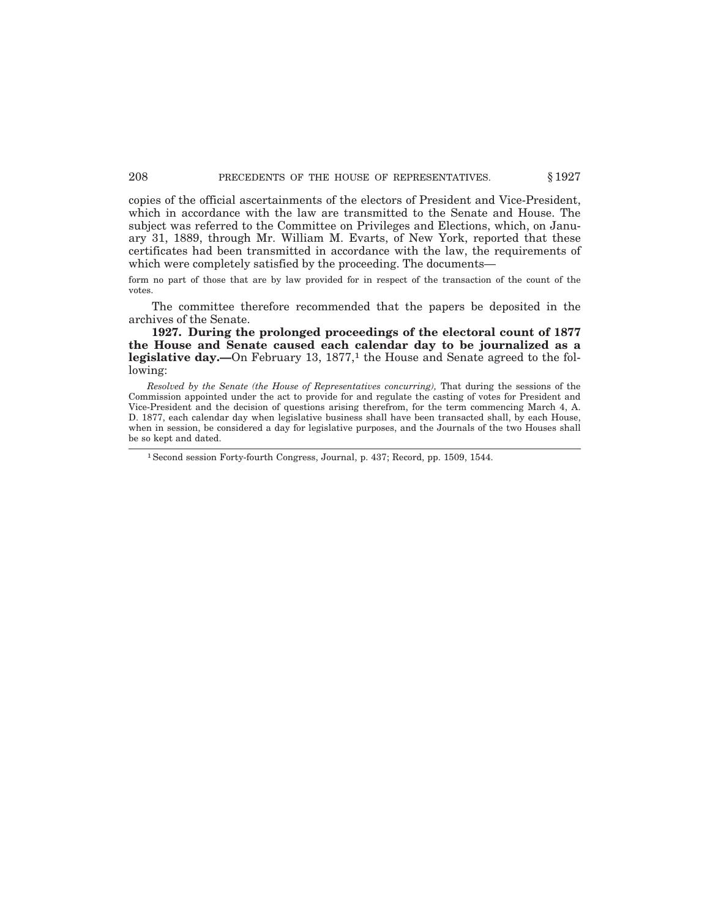copies of the official ascertainments of the electors of President and Vice-President, which in accordance with the law are transmitted to the Senate and House. The subject was referred to the Committee on Privileges and Elections, which, on January 31, 1889, through Mr. William M. Evarts, of New York, reported that these certificates had been transmitted in accordance with the law, the requirements of which were completely satisfied by the proceeding. The documents—

> form no part of those that are by law provided for in respect of the transaction of the count of the votes.

The committee therefore recommended that the papers be deposited in the archives of the Senate.

**1927. During the prolonged proceedings of the electoral count of 1877 the House and Senate caused each calendar day to be journalized as a legislative day.—**On February 13, 1877,[1] the House and Senate agreed to the following:

> *Resolved by the Senate (the House of Representatives concurring),* That during the sessions of the Commission appointed under the act to provide for and regulate the casting of votes for President and Vice-President and the decision of questions arising therefrom, for the term commencing March 4, A. D. 1877, each calendar day when legislative business shall have been transacted shall, by each House, when in session, be considered a day for legislative purposes, and the Journals of the two Houses shall be so kept and dated.

[1] Second session Forty-fourth Congress, Journal, p. 437; Record, pp. 1509, 1544.